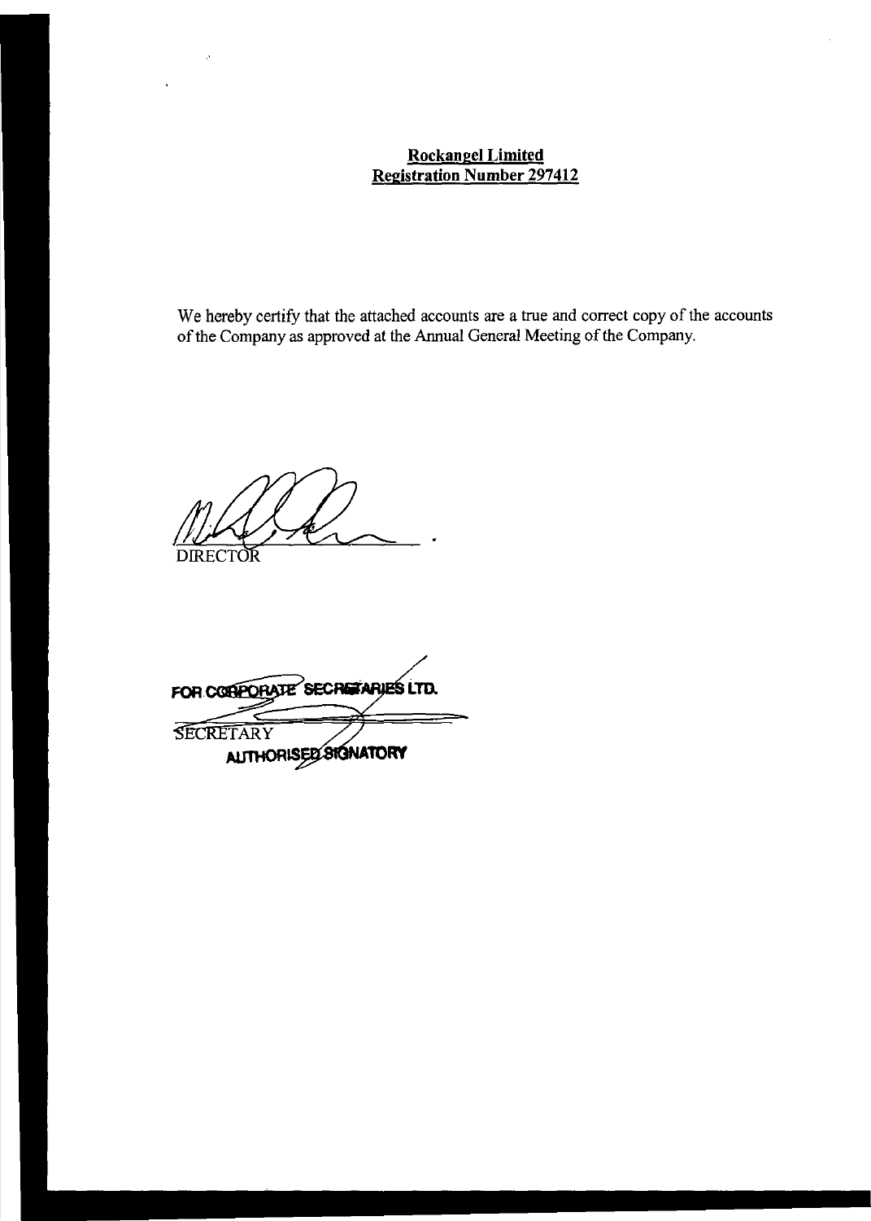**Rockangel Limited**
**Registration Number 297412**

We hereby certify that the attached accounts are a true and correct copy of the accounts of the Company as approved at the Annual General Meeting of the Company.

DIRECTOR

FOR CORPORATE SECRETARIES LTD.

SECRETARY

AUTHORISED SIGNATORY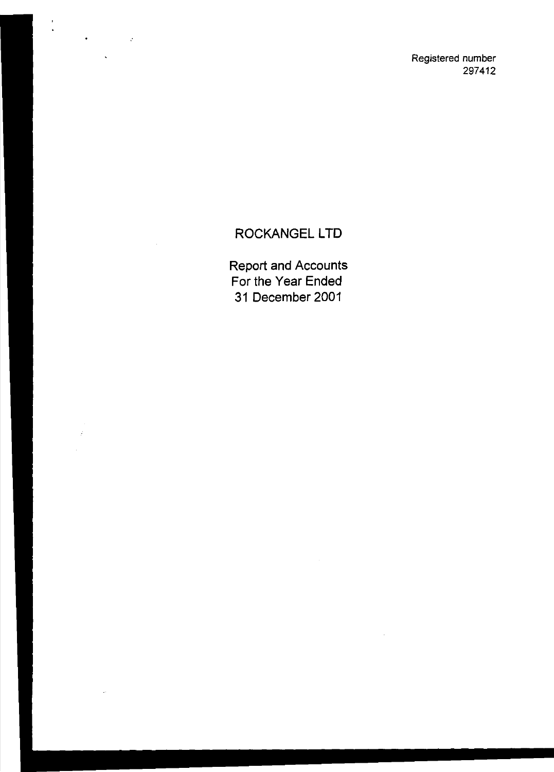Registered number
297412

# ROCKANGEL LTD

Report and Accounts
For the Year Ended
31 December 2001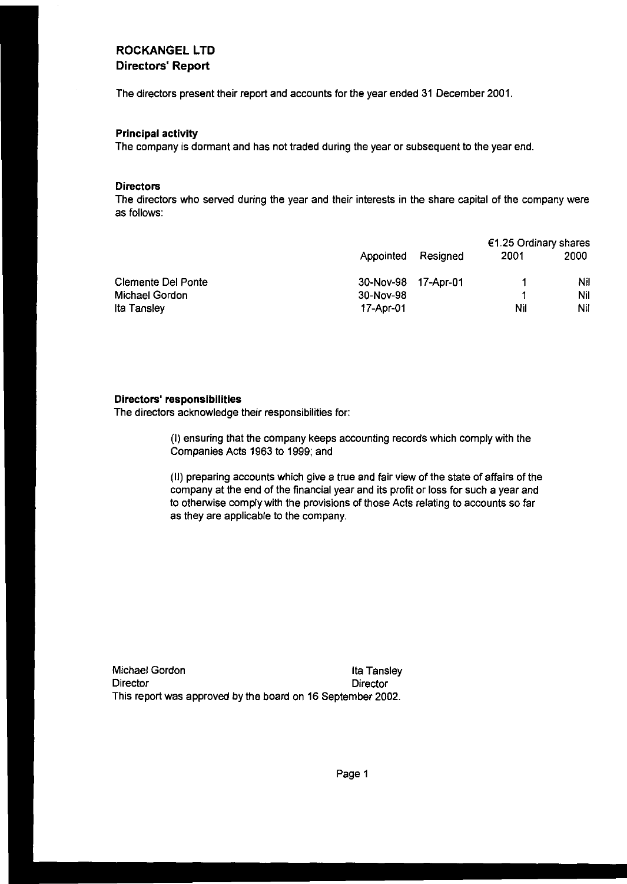# ROCKANGEL LTD
## Directors' Report

The directors present their report and accounts for the year ended 31 December 2001.

### Principal activity

The company is dormant and has not traded during the year or subsequent to the year end.

### Directors

The directors who served during the year and their interests in the share capital of the company were as follows:

| | | | €1.25 Ordinary shares | |
|---|---|---|---|---|
| | Appointed | Resigned | 2001 | 2000 |
| Clemente Del Ponte | 30-Nov-98 | 17-Apr-01 | 1 | Nil |
| Michael Gordon | 30-Nov-98 | | 1 | Nil |
| Ita Tansley | 17-Apr-01 | | Nil | Nil |

### Directors' responsibilities

The directors acknowledge their responsibilities for:

(I) ensuring that the company keeps accounting records which comply with the Companies Acts 1963 to 1999; and

(II) preparing accounts which give a true and fair view of the state of affairs of the company at the end of the financial year and its profit or loss for such a year and to otherwise comply with the provisions of those Acts relating to accounts so far as they are applicable to the company.

Michael Gordon
Director

Ita Tansley
Director

This report was approved by the board on 16 September 2002.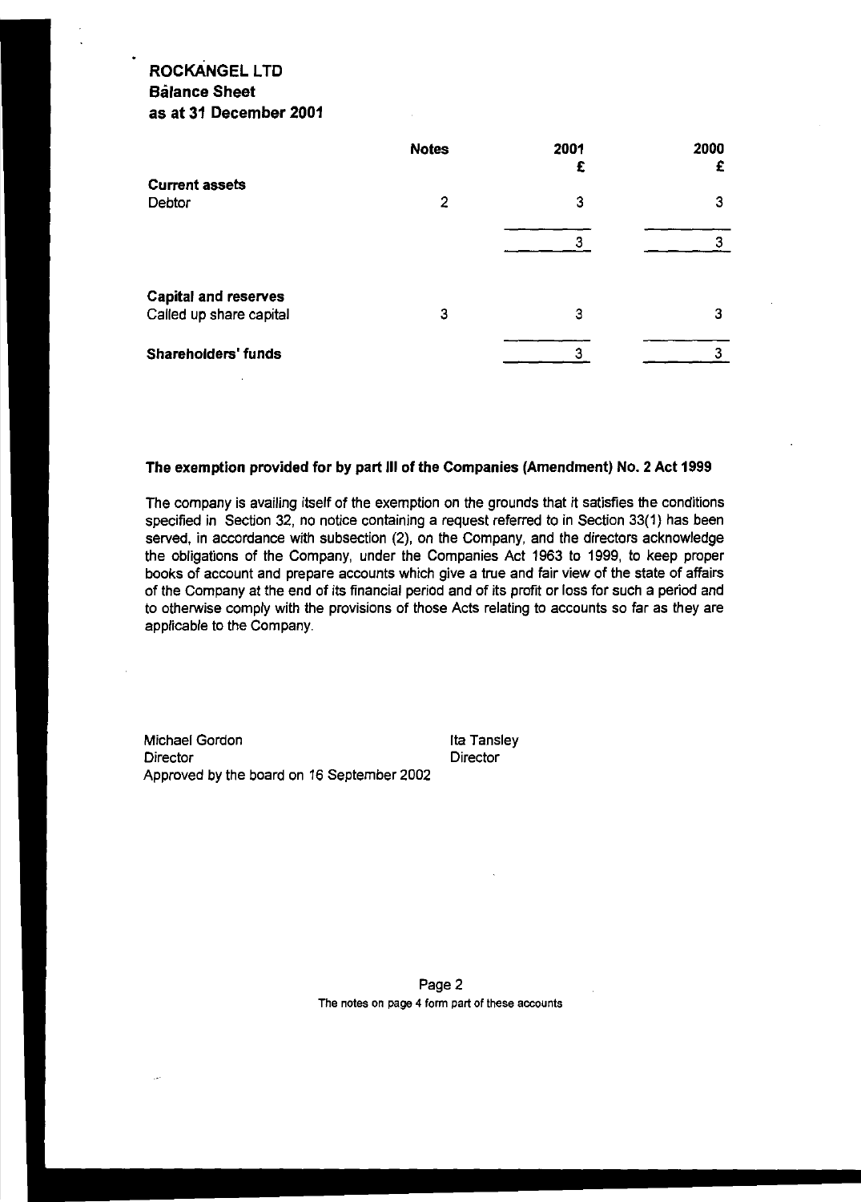# ROCKANGEL LTD
## Balance Sheet
## as at 31 December 2001

| | Notes | 2001 £ | 2000 £ |
|---|---|---|---|
| **Current assets** | | | |
| Debtor | 2 | 3 | 3 |
| | | 3 | 3 |
| **Capital and reserves** | | | |
| Called up share capital | 3 | 3 | 3 |
| **Shareholders' funds** | | 3 | 3 |

**The exemption provided for by part III of the Companies (Amendment) No. 2 Act 1999**

The company is availing itself of the exemption on the grounds that it satisfies the conditions specified in Section 32, no notice containing a request referred to in Section 33(1) has been served, in accordance with subsection (2), on the Company, and the directors acknowledge the obligations of the Company, under the Companies Act 1963 to 1999, to keep proper books of account and prepare accounts which give a true and fair view of the state of affairs of the Company at the end of its financial period and of its profit or loss for such a period and to otherwise comply with the provisions of those Acts relating to accounts so far as they are applicable to the Company.

Michael Gordon
Director

Ita Tansley
Director

Approved by the board on 16 September 2002

The notes on page 4 form part of these accounts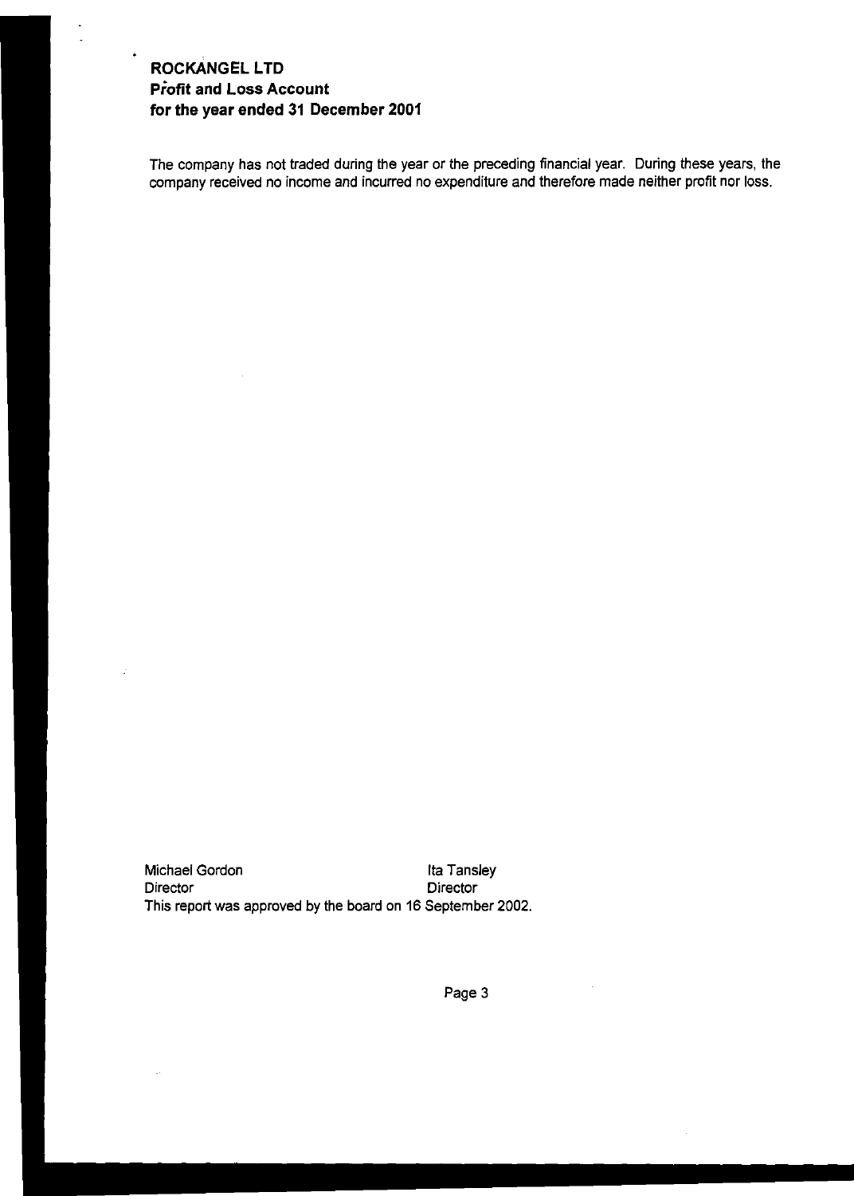# ROCKANGEL LTD
## Profit and Loss Account
## for the year ended 31 December 2001

The company has not traded during the year or the preceding financial year. During these years, the company received no income and incurred no expenditure and therefore made neither profit nor loss.

Michael Gordon — Director

Ita Tansley — Director

This report was approved by the board on 16 September 2002.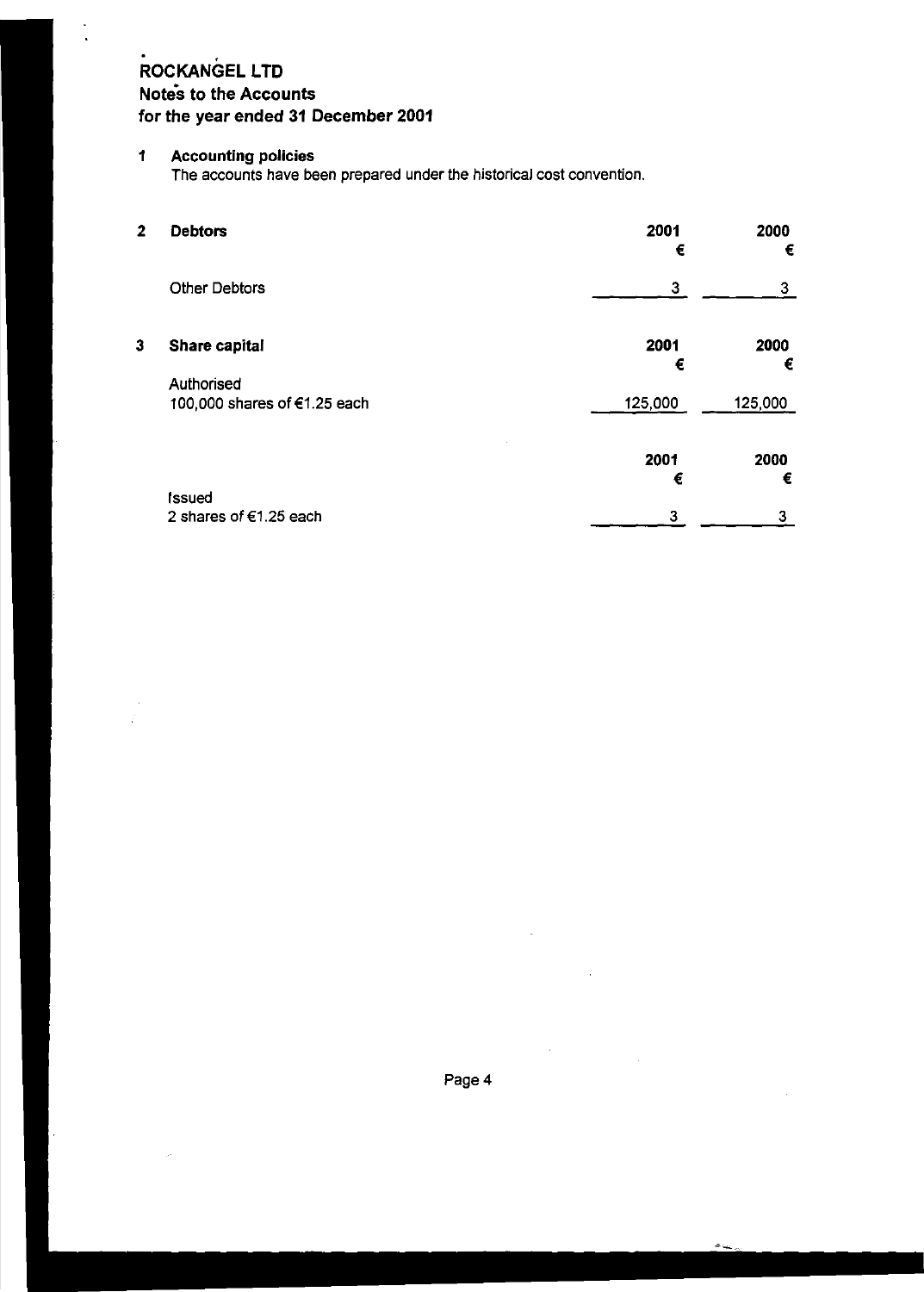# ROCKANGEL LTD

## Notes to the Accounts

## for the year ended 31 December 2001

**1 Accounting policies**

The accounts have been prepared under the historical cost convention.

**2 Debtors**

| | 2001 | 2000 |
|---|---|---|
| | € | € |
| Other Debtors | 3 | 3 |

**3 Share capital**

| | 2001 | 2000 |
|---|---|---|
| | € | € |
| Authorised | | |
| 100,000 shares of €1.25 each | 125,000 | 125,000 |

| | 2001 | 2000 |
|---|---|---|
| | € | € |
| Issued | | |
| 2 shares of €1.25 each | 3 | 3 |